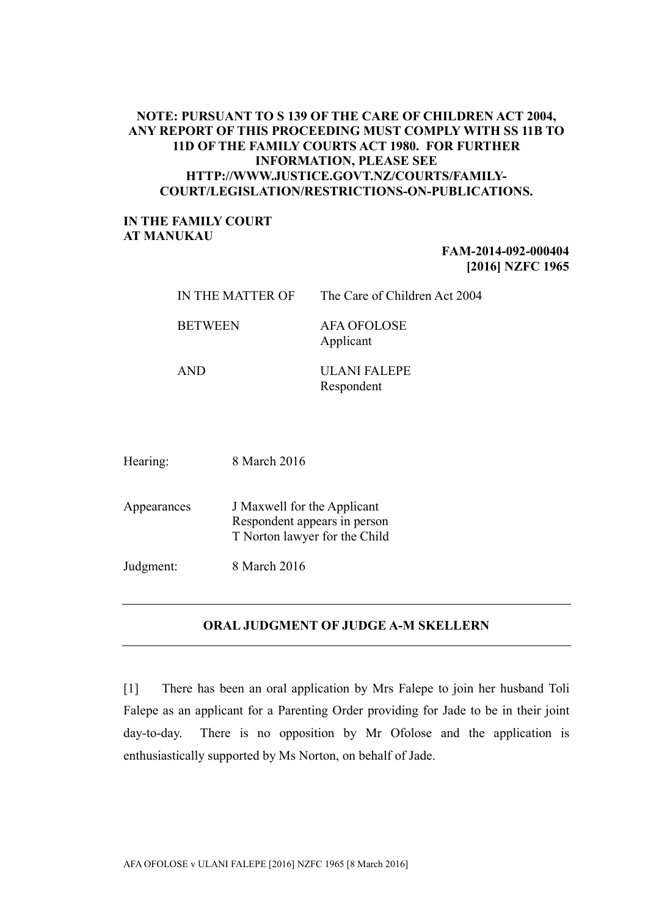**NOTE: PURSUANT TO S 139 OF THE CARE OF CHILDREN ACT 2004, ANY REPORT OF THIS PROCEEDING MUST COMPLY WITH SS 11B TO 11D OF THE FAMILY COURTS ACT 1980. FOR FURTHER INFORMATION, PLEASE SEE HTTP://WWW.JUSTICE.GOVT.NZ/COURTS/FAMILY-COURT/LEGISLATION/RESTRICTIONS-ON-PUBLICATIONS.**

**IN THE FAMILY COURT AT MANUKAU**

**FAM-2014-092-000404**
**[2016] NZFC 1965**

| | |
|---|---|
| IN THE MATTER OF | The Care of Children Act 2004 |
| BETWEEN | AFA OFOLOSE<br>Applicant |
| AND | ULANI FALEPE<br>Respondent |

| | |
|---|---|
| Hearing: | 8 March 2016 |
| Appearances | J Maxwell for the Applicant<br>Respondent appears in person<br>T Norton lawyer for the Child |
| Judgment: | 8 March 2016 |

---

## ORAL JUDGMENT OF JUDGE A-M SKELLERN

---

[1] There has been an oral application by Mrs Falepe to join her husband Toli Falepe as an applicant for a Parenting Order providing for Jade to be in their joint day-to-day. There is no opposition by Mr Ofolose and the application is enthusiastically supported by Ms Norton, on behalf of Jade.

AFA OFOLOSE v ULANI FALEPE [2016] NZFC 1965 [8 March 2016]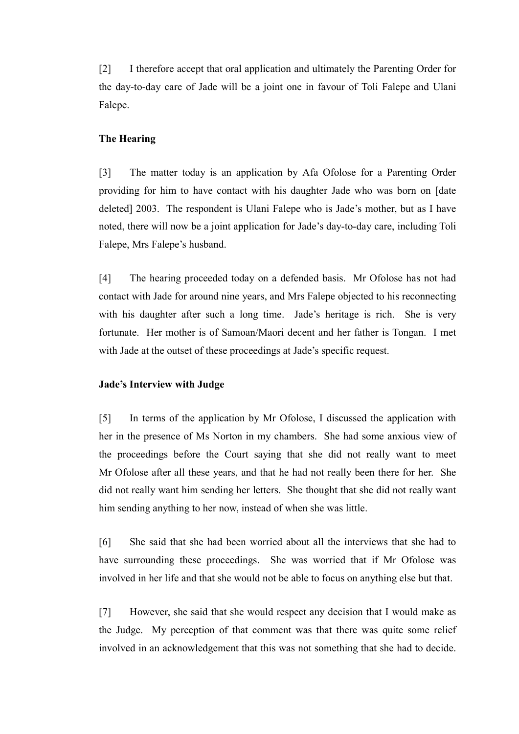[2] I therefore accept that oral application and ultimately the Parenting Order for the day-to-day care of Jade will be a joint one in favour of Toli Falepe and Ulani Falepe.

**The Hearing**

[3] The matter today is an application by Afa Ofolose for a Parenting Order providing for him to have contact with his daughter Jade who was born on [date deleted] 2003. The respondent is Ulani Falepe who is Jade's mother, but as I have noted, there will now be a joint application for Jade's day-to-day care, including Toli Falepe, Mrs Falepe's husband.

[4] The hearing proceeded today on a defended basis. Mr Ofolose has not had contact with Jade for around nine years, and Mrs Falepe objected to his reconnecting with his daughter after such a long time. Jade's heritage is rich. She is very fortunate. Her mother is of Samoan/Maori decent and her father is Tongan. I met with Jade at the outset of these proceedings at Jade's specific request.

**Jade's Interview with Judge**

[5] In terms of the application by Mr Ofolose, I discussed the application with her in the presence of Ms Norton in my chambers. She had some anxious view of the proceedings before the Court saying that she did not really want to meet Mr Ofolose after all these years, and that he had not really been there for her. She did not really want him sending her letters. She thought that she did not really want him sending anything to her now, instead of when she was little.

[6] She said that she had been worried about all the interviews that she had to have surrounding these proceedings. She was worried that if Mr Ofolose was involved in her life and that she would not be able to focus on anything else but that.

[7] However, she said that she would respect any decision that I would make as the Judge. My perception of that comment was that there was quite some relief involved in an acknowledgement that this was not something that she had to decide.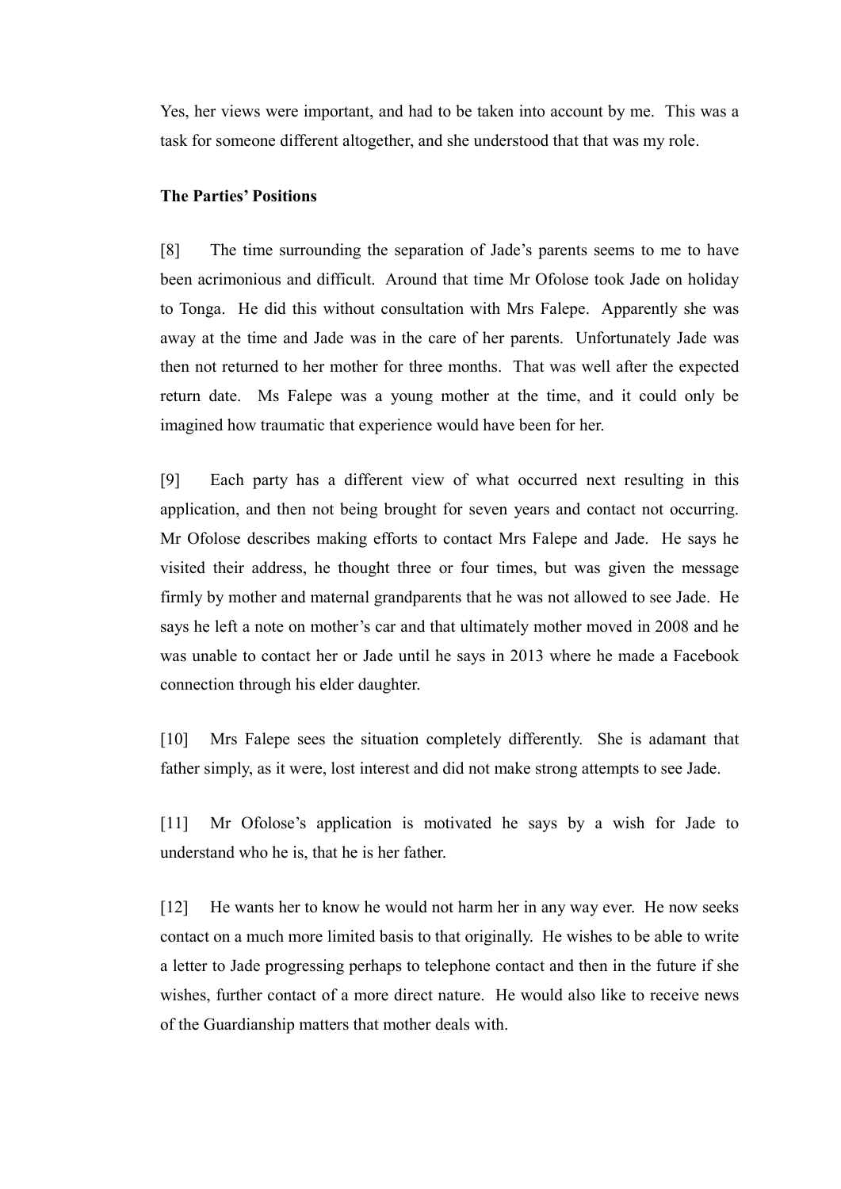Yes, her views were important, and had to be taken into account by me. This was a task for someone different altogether, and she understood that that was my role.

**The Parties' Positions**

[8] The time surrounding the separation of Jade's parents seems to me to have been acrimonious and difficult. Around that time Mr Ofolose took Jade on holiday to Tonga. He did this without consultation with Mrs Falepe. Apparently she was away at the time and Jade was in the care of her parents. Unfortunately Jade was then not returned to her mother for three months. That was well after the expected return date. Ms Falepe was a young mother at the time, and it could only be imagined how traumatic that experience would have been for her.

[9] Each party has a different view of what occurred next resulting in this application, and then not being brought for seven years and contact not occurring. Mr Ofolose describes making efforts to contact Mrs Falepe and Jade. He says he visited their address, he thought three or four times, but was given the message firmly by mother and maternal grandparents that he was not allowed to see Jade. He says he left a note on mother's car and that ultimately mother moved in 2008 and he was unable to contact her or Jade until he says in 2013 where he made a Facebook connection through his elder daughter.

[10] Mrs Falepe sees the situation completely differently. She is adamant that father simply, as it were, lost interest and did not make strong attempts to see Jade.

[11] Mr Ofolose's application is motivated he says by a wish for Jade to understand who he is, that he is her father.

[12] He wants her to know he would not harm her in any way ever. He now seeks contact on a much more limited basis to that originally. He wishes to be able to write a letter to Jade progressing perhaps to telephone contact and then in the future if she wishes, further contact of a more direct nature. He would also like to receive news of the Guardianship matters that mother deals with.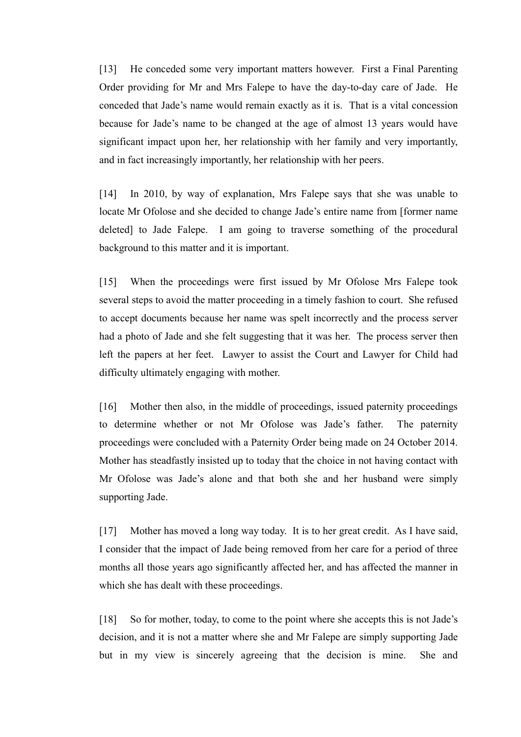[13] He conceded some very important matters however. First a Final Parenting Order providing for Mr and Mrs Falepe to have the day-to-day care of Jade. He conceded that Jade's name would remain exactly as it is. That is a vital concession because for Jade's name to be changed at the age of almost 13 years would have significant impact upon her, her relationship with her family and very importantly, and in fact increasingly importantly, her relationship with her peers.

[14] In 2010, by way of explanation, Mrs Falepe says that she was unable to locate Mr Ofolose and she decided to change Jade's entire name from [former name deleted] to Jade Falepe. I am going to traverse something of the procedural background to this matter and it is important.

[15] When the proceedings were first issued by Mr Ofolose Mrs Falepe took several steps to avoid the matter proceeding in a timely fashion to court. She refused to accept documents because her name was spelt incorrectly and the process server had a photo of Jade and she felt suggesting that it was her. The process server then left the papers at her feet. Lawyer to assist the Court and Lawyer for Child had difficulty ultimately engaging with mother.

[16] Mother then also, in the middle of proceedings, issued paternity proceedings to determine whether or not Mr Ofolose was Jade's father. The paternity proceedings were concluded with a Paternity Order being made on 24 October 2014. Mother has steadfastly insisted up to today that the choice in not having contact with Mr Ofolose was Jade's alone and that both she and her husband were simply supporting Jade.

[17] Mother has moved a long way today. It is to her great credit. As I have said, I consider that the impact of Jade being removed from her care for a period of three months all those years ago significantly affected her, and has affected the manner in which she has dealt with these proceedings.

[18] So for mother, today, to come to the point where she accepts this is not Jade's decision, and it is not a matter where she and Mr Falepe are simply supporting Jade but in my view is sincerely agreeing that the decision is mine. She and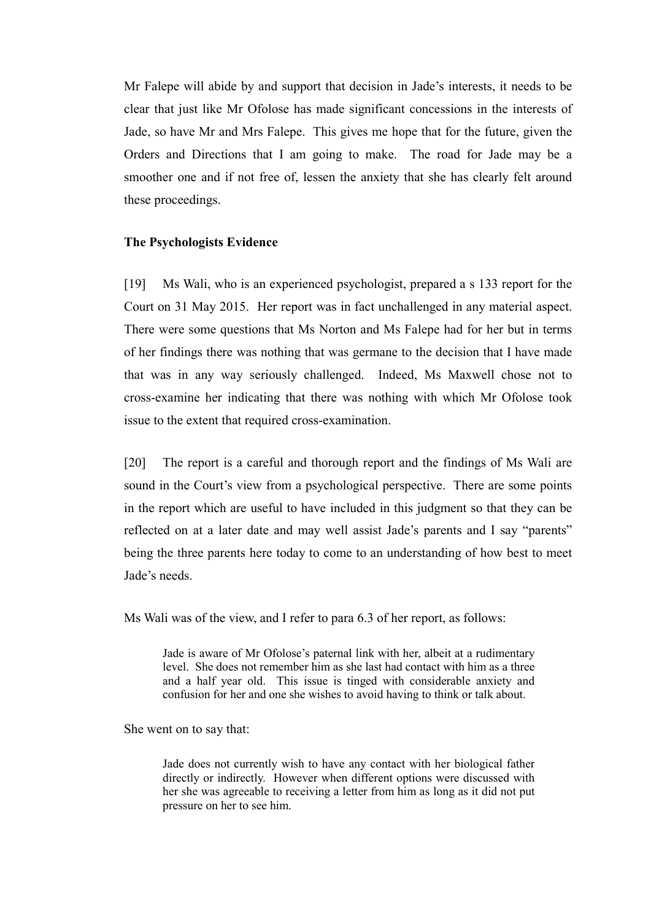Mr Falepe will abide by and support that decision in Jade's interests, it needs to be clear that just like Mr Ofolose has made significant concessions in the interests of Jade, so have Mr and Mrs Falepe. This gives me hope that for the future, given the Orders and Directions that I am going to make. The road for Jade may be a smoother one and if not free of, lessen the anxiety that she has clearly felt around these proceedings.

**The Psychologists Evidence**

[19] Ms Wali, who is an experienced psychologist, prepared a s 133 report for the Court on 31 May 2015. Her report was in fact unchallenged in any material aspect. There were some questions that Ms Norton and Ms Falepe had for her but in terms of her findings there was nothing that was germane to the decision that I have made that was in any way seriously challenged. Indeed, Ms Maxwell chose not to cross-examine her indicating that there was nothing with which Mr Ofolose took issue to the extent that required cross-examination.

[20] The report is a careful and thorough report and the findings of Ms Wali are sound in the Court's view from a psychological perspective. There are some points in the report which are useful to have included in this judgment so that they can be reflected on at a later date and may well assist Jade's parents and I say "parents" being the three parents here today to come to an understanding of how best to meet Jade's needs.

Ms Wali was of the view, and I refer to para 6.3 of her report, as follows:

> Jade is aware of Mr Ofolose's paternal link with her, albeit at a rudimentary level. She does not remember him as she last had contact with him as a three and a half year old. This issue is tinged with considerable anxiety and confusion for her and one she wishes to avoid having to think or talk about.

She went on to say that:

> Jade does not currently wish to have any contact with her biological father directly or indirectly. However when different options were discussed with her she was agreeable to receiving a letter from him as long as it did not put pressure on her to see him.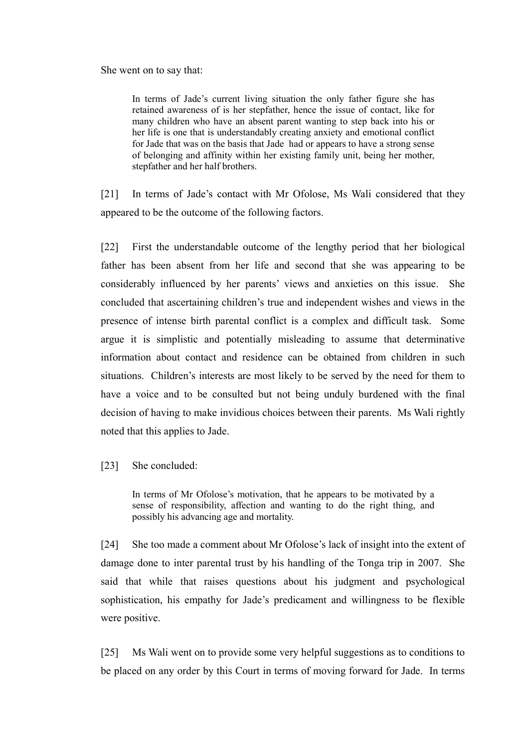She went on to say that:

> In terms of Jade's current living situation the only father figure she has retained awareness of is her stepfather, hence the issue of contact, like for many children who have an absent parent wanting to step back into his or her life is one that is understandably creating anxiety and emotional conflict for Jade that was on the basis that Jade had or appears to have a strong sense of belonging and affinity within her existing family unit, being her mother, stepfather and her half brothers.

[21] In terms of Jade's contact with Mr Ofolose, Ms Wali considered that they appeared to be the outcome of the following factors.

[22] First the understandable outcome of the lengthy period that her biological father has been absent from her life and second that she was appearing to be considerably influenced by her parents' views and anxieties on this issue. She concluded that ascertaining children's true and independent wishes and views in the presence of intense birth parental conflict is a complex and difficult task. Some argue it is simplistic and potentially misleading to assume that determinative information about contact and residence can be obtained from children in such situations. Children's interests are most likely to be served by the need for them to have a voice and to be consulted but not being unduly burdened with the final decision of having to make invidious choices between their parents. Ms Wali rightly noted that this applies to Jade.

[23] She concluded:

> In terms of Mr Ofolose's motivation, that he appears to be motivated by a sense of responsibility, affection and wanting to do the right thing, and possibly his advancing age and mortality.

[24] She too made a comment about Mr Ofolose's lack of insight into the extent of damage done to inter parental trust by his handling of the Tonga trip in 2007. She said that while that raises questions about his judgment and psychological sophistication, his empathy for Jade's predicament and willingness to be flexible were positive.

[25] Ms Wali went on to provide some very helpful suggestions as to conditions to be placed on any order by this Court in terms of moving forward for Jade. In terms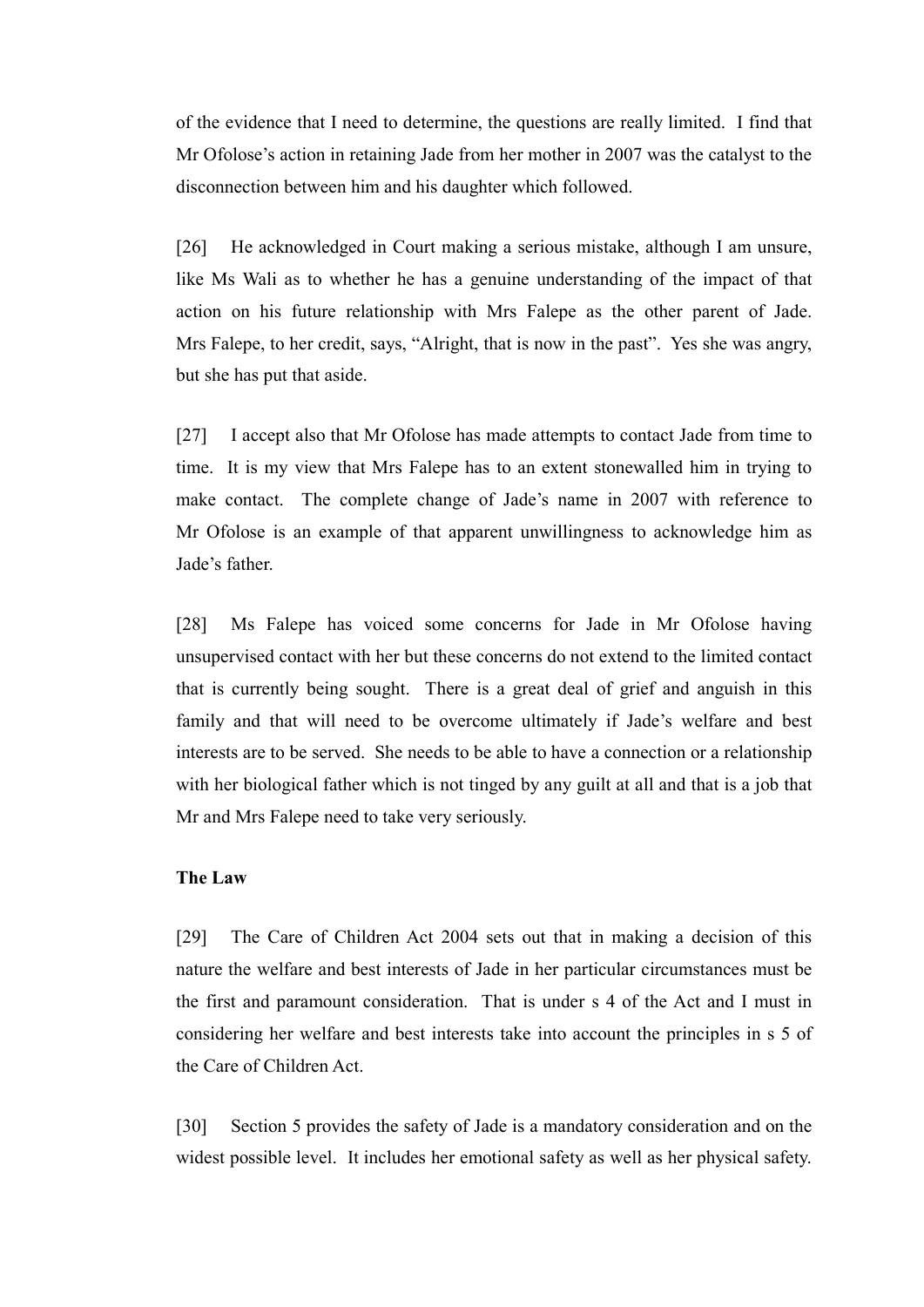of the evidence that I need to determine, the questions are really limited. I find that Mr Ofolose's action in retaining Jade from her mother in 2007 was the catalyst to the disconnection between him and his daughter which followed.

[26] He acknowledged in Court making a serious mistake, although I am unsure, like Ms Wali as to whether he has a genuine understanding of the impact of that action on his future relationship with Mrs Falepe as the other parent of Jade. Mrs Falepe, to her credit, says, "Alright, that is now in the past". Yes she was angry, but she has put that aside.

[27] I accept also that Mr Ofolose has made attempts to contact Jade from time to time. It is my view that Mrs Falepe has to an extent stonewalled him in trying to make contact. The complete change of Jade's name in 2007 with reference to Mr Ofolose is an example of that apparent unwillingness to acknowledge him as Jade's father.

[28] Ms Falepe has voiced some concerns for Jade in Mr Ofolose having unsupervised contact with her but these concerns do not extend to the limited contact that is currently being sought. There is a great deal of grief and anguish in this family and that will need to be overcome ultimately if Jade's welfare and best interests are to be served. She needs to be able to have a connection or a relationship with her biological father which is not tinged by any guilt at all and that is a job that Mr and Mrs Falepe need to take very seriously.

**The Law**

[29] The Care of Children Act 2004 sets out that in making a decision of this nature the welfare and best interests of Jade in her particular circumstances must be the first and paramount consideration. That is under s 4 of the Act and I must in considering her welfare and best interests take into account the principles in s 5 of the Care of Children Act.

[30] Section 5 provides the safety of Jade is a mandatory consideration and on the widest possible level. It includes her emotional safety as well as her physical safety.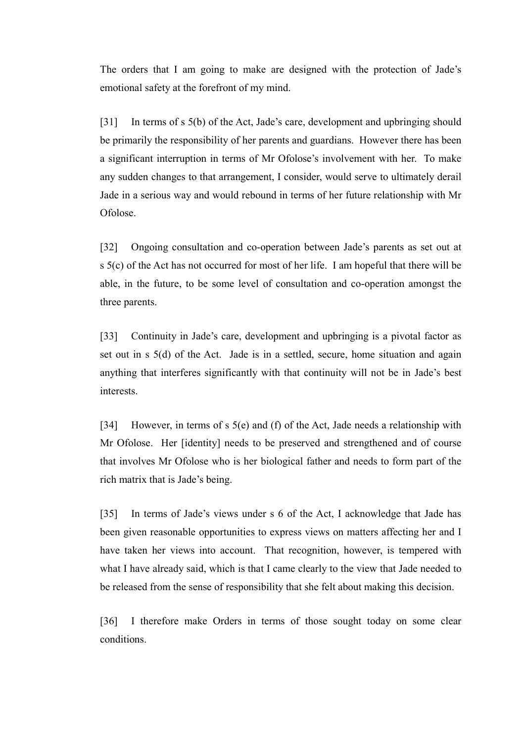The orders that I am going to make are designed with the protection of Jade's emotional safety at the forefront of my mind.

[31] In terms of s 5(b) of the Act, Jade's care, development and upbringing should be primarily the responsibility of her parents and guardians. However there has been a significant interruption in terms of Mr Ofolose's involvement with her. To make any sudden changes to that arrangement, I consider, would serve to ultimately derail Jade in a serious way and would rebound in terms of her future relationship with Mr Ofolose.

[32] Ongoing consultation and co-operation between Jade's parents as set out at s 5(c) of the Act has not occurred for most of her life. I am hopeful that there will be able, in the future, to be some level of consultation and co-operation amongst the three parents.

[33] Continuity in Jade's care, development and upbringing is a pivotal factor as set out in s 5(d) of the Act. Jade is in a settled, secure, home situation and again anything that interferes significantly with that continuity will not be in Jade's best interests.

[34] However, in terms of s 5(e) and (f) of the Act, Jade needs a relationship with Mr Ofolose. Her [identity] needs to be preserved and strengthened and of course that involves Mr Ofolose who is her biological father and needs to form part of the rich matrix that is Jade's being.

[35] In terms of Jade's views under s 6 of the Act, I acknowledge that Jade has been given reasonable opportunities to express views on matters affecting her and I have taken her views into account. That recognition, however, is tempered with what I have already said, which is that I came clearly to the view that Jade needed to be released from the sense of responsibility that she felt about making this decision.

[36] I therefore make Orders in terms of those sought today on some clear conditions.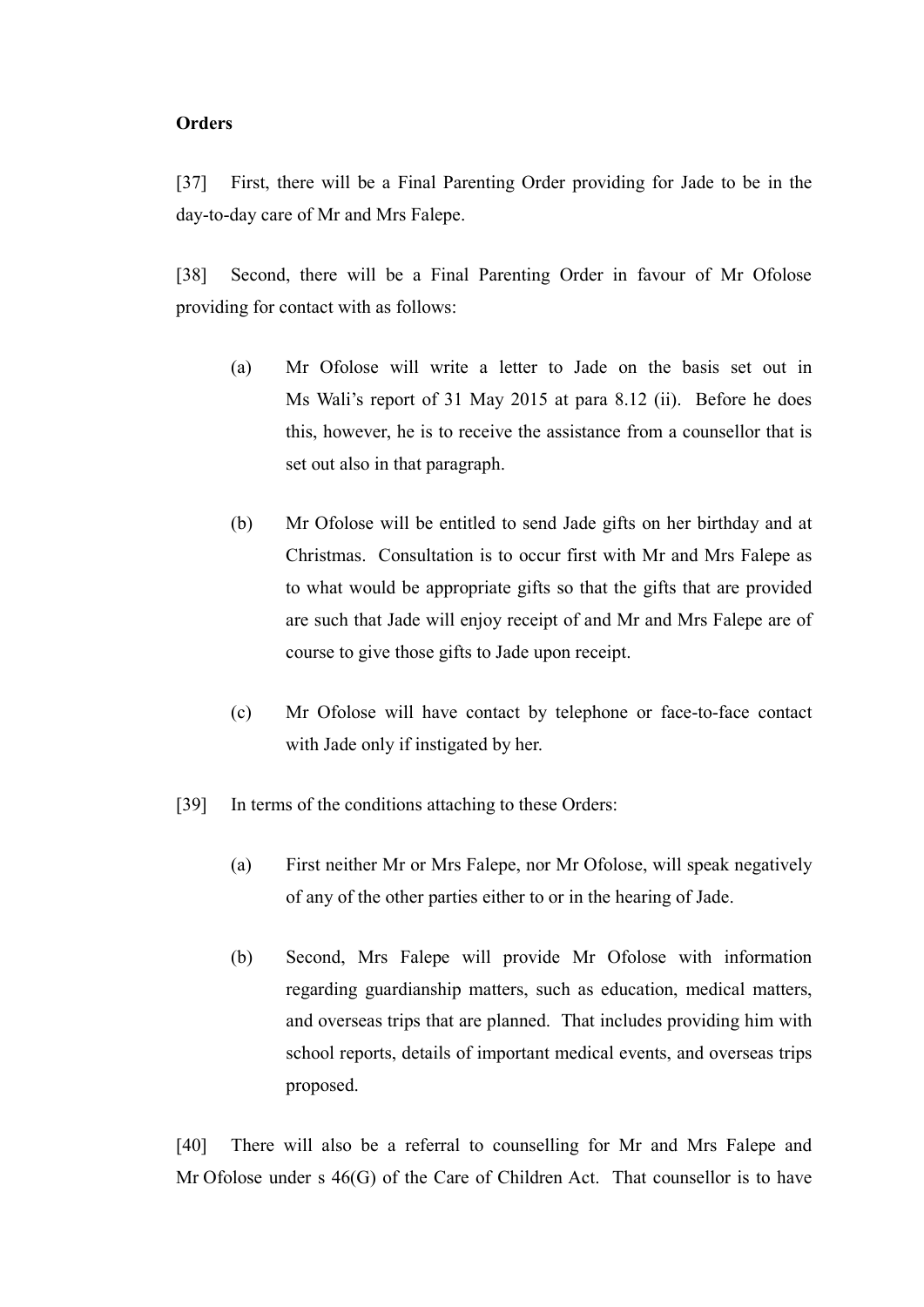**Orders**

[37] First, there will be a Final Parenting Order providing for Jade to be in the day-to-day care of Mr and Mrs Falepe.

[38] Second, there will be a Final Parenting Order in favour of Mr Ofolose providing for contact with as follows:

(a) Mr Ofolose will write a letter to Jade on the basis set out in Ms Wali's report of 31 May 2015 at para 8.12 (ii). Before he does this, however, he is to receive the assistance from a counsellor that is set out also in that paragraph.

(b) Mr Ofolose will be entitled to send Jade gifts on her birthday and at Christmas. Consultation is to occur first with Mr and Mrs Falepe as to what would be appropriate gifts so that the gifts that are provided are such that Jade will enjoy receipt of and Mr and Mrs Falepe are of course to give those gifts to Jade upon receipt.

(c) Mr Ofolose will have contact by telephone or face-to-face contact with Jade only if instigated by her.

[39] In terms of the conditions attaching to these Orders:

(a) First neither Mr or Mrs Falepe, nor Mr Ofolose, will speak negatively of any of the other parties either to or in the hearing of Jade.

(b) Second, Mrs Falepe will provide Mr Ofolose with information regarding guardianship matters, such as education, medical matters, and overseas trips that are planned. That includes providing him with school reports, details of important medical events, and overseas trips proposed.

[40] There will also be a referral to counselling for Mr and Mrs Falepe and Mr Ofolose under s 46(G) of the Care of Children Act. That counsellor is to have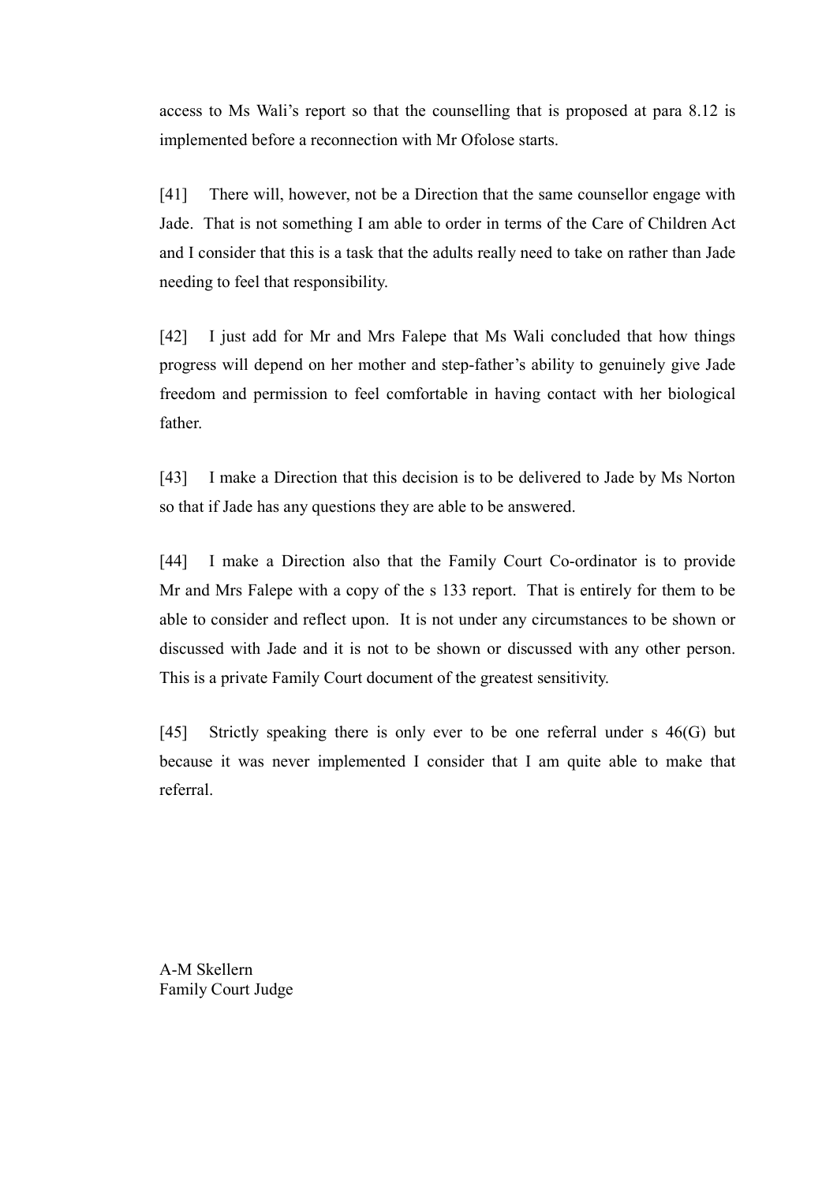access to Ms Wali's report so that the counselling that is proposed at para 8.12 is implemented before a reconnection with Mr Ofolose starts.

[41] There will, however, not be a Direction that the same counsellor engage with Jade. That is not something I am able to order in terms of the Care of Children Act and I consider that this is a task that the adults really need to take on rather than Jade needing to feel that responsibility.

[42] I just add for Mr and Mrs Falepe that Ms Wali concluded that how things progress will depend on her mother and step-father's ability to genuinely give Jade freedom and permission to feel comfortable in having contact with her biological father.

[43] I make a Direction that this decision is to be delivered to Jade by Ms Norton so that if Jade has any questions they are able to be answered.

[44] I make a Direction also that the Family Court Co-ordinator is to provide Mr and Mrs Falepe with a copy of the s 133 report. That is entirely for them to be able to consider and reflect upon. It is not under any circumstances to be shown or discussed with Jade and it is not to be shown or discussed with any other person. This is a private Family Court document of the greatest sensitivity.

[45] Strictly speaking there is only ever to be one referral under s 46(G) but because it was never implemented I consider that I am quite able to make that referral.

A-M Skellern
Family Court Judge